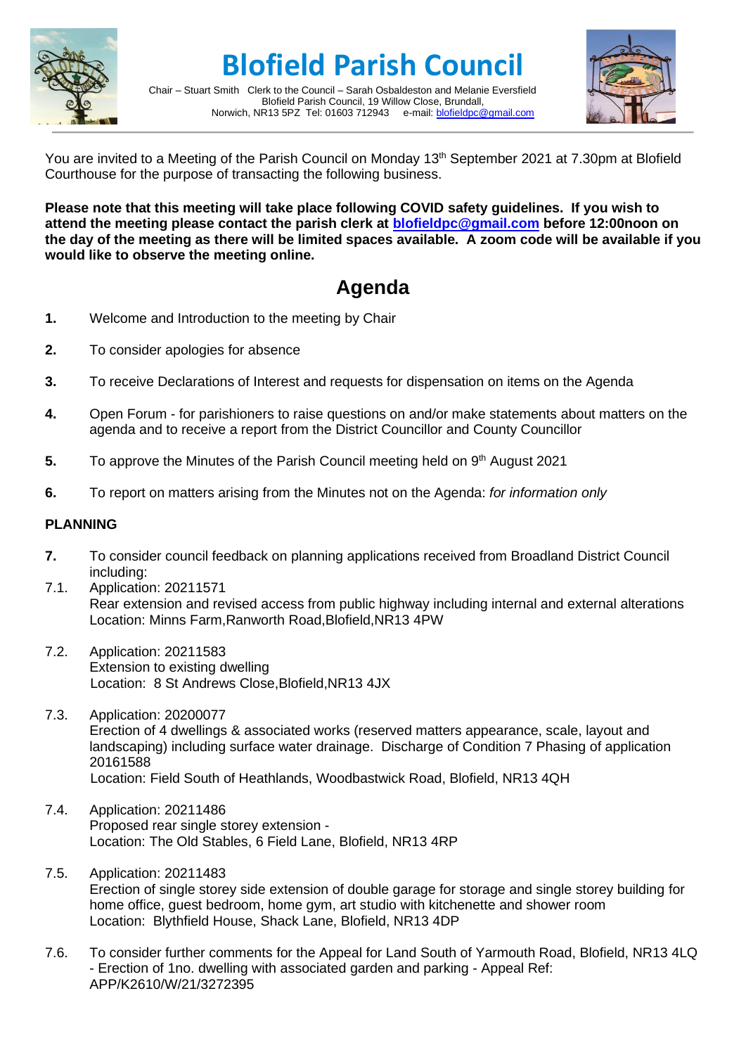# Blofield Parish Council

Chair – Stuart Smith Clerk to the Council – Sarah Osbaldeston and Melanie Eversfield
Blofield Parish Council, 19 Willow Close, Brundall,
Norwich, NR13 5PZ Tel: 01603 712943 e-mail: blofieldpc@gmail.com

You are invited to a Meeting of the Parish Council on Monday 13th September 2021 at 7.30pm at Blofield Courthouse for the purpose of transacting the following business.

**Please note that this meeting will take place following COVID safety guidelines. If you wish to attend the meeting please contact the parish clerk at blofieldpc@gmail.com before 12:00noon on the day of the meeting as there will be limited spaces available. A zoom code will be available if you would like to observe the meeting online.**

## Agenda

**1.** Welcome and Introduction to the meeting by Chair

**2.** To consider apologies for absence

**3.** To receive Declarations of Interest and requests for dispensation on items on the Agenda

**4.** Open Forum - for parishioners to raise questions on and/or make statements about matters on the agenda and to receive a report from the District Councillor and County Councillor

**5.** To approve the Minutes of the Parish Council meeting held on 9th August 2021

**6.** To report on matters arising from the Minutes not on the Agenda: *for information only*

### PLANNING

**7.** To consider council feedback on planning applications received from Broadland District Council including:

7.1. Application: 20211571
Rear extension and revised access from public highway including internal and external alterations
Location: Minns Farm,Ranworth Road,Blofield,NR13 4PW

7.2. Application: 20211583
Extension to existing dwelling
Location: 8 St Andrews Close,Blofield,NR13 4JX

7.3. Application: 20200077
Erection of 4 dwellings & associated works (reserved matters appearance, scale, layout and landscaping) including surface water drainage. Discharge of Condition 7 Phasing of application 20161588
Location: Field South of Heathlands, Woodbastwick Road, Blofield, NR13 4QH

7.4. Application: 20211486
Proposed rear single storey extension -
Location: The Old Stables, 6 Field Lane, Blofield, NR13 4RP

7.5. Application: 20211483
Erection of single storey side extension of double garage for storage and single storey building for home office, guest bedroom, home gym, art studio with kitchenette and shower room
Location: Blythfield House, Shack Lane, Blofield, NR13 4DP

7.6. To consider further comments for the Appeal for Land South of Yarmouth Road, Blofield, NR13 4LQ - Erection of 1no. dwelling with associated garden and parking - Appeal Ref: APP/K2610/W/21/3272395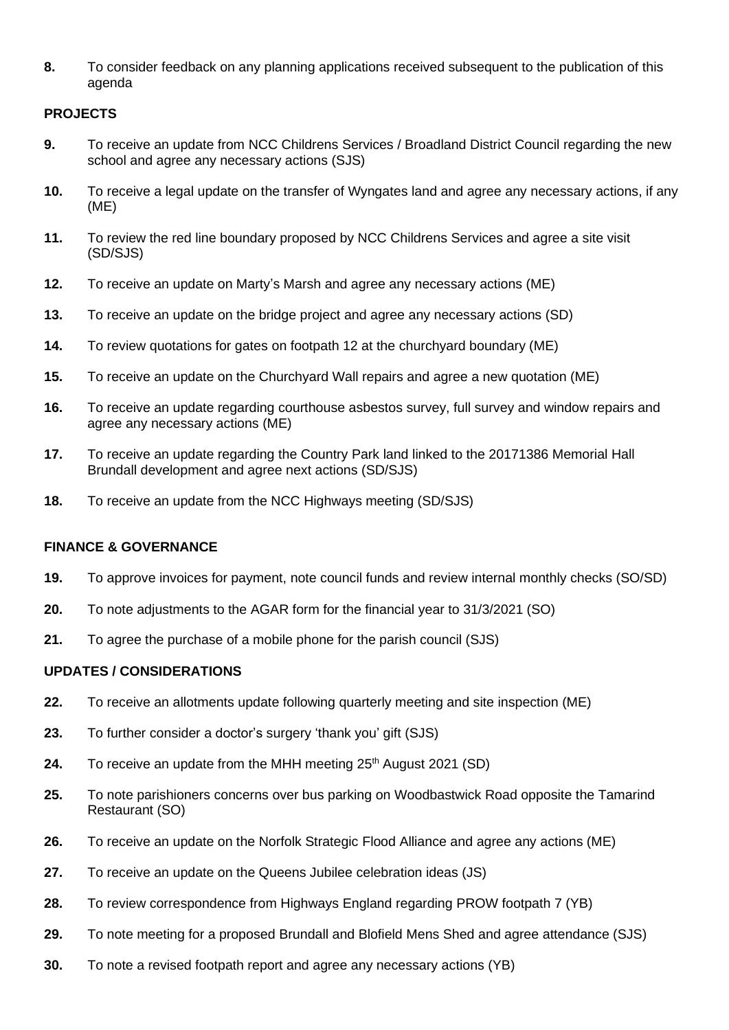**8.** To consider feedback on any planning applications received subsequent to the publication of this agenda

**PROJECTS**

**9.** To receive an update from NCC Childrens Services / Broadland District Council regarding the new school and agree any necessary actions (SJS)

**10.** To receive a legal update on the transfer of Wyngates land and agree any necessary actions, if any (ME)

**11.** To review the red line boundary proposed by NCC Childrens Services and agree a site visit (SD/SJS)

**12.** To receive an update on Marty's Marsh and agree any necessary actions (ME)

**13.** To receive an update on the bridge project and agree any necessary actions (SD)

**14.** To review quotations for gates on footpath 12 at the churchyard boundary (ME)

**15.** To receive an update on the Churchyard Wall repairs and agree a new quotation (ME)

**16.** To receive an update regarding courthouse asbestos survey, full survey and window repairs and agree any necessary actions (ME)

**17.** To receive an update regarding the Country Park land linked to the 20171386 Memorial Hall Brundall development and agree next actions (SD/SJS)

**18.** To receive an update from the NCC Highways meeting (SD/SJS)

**FINANCE & GOVERNANCE**

**19.** To approve invoices for payment, note council funds and review internal monthly checks (SO/SD)

**20.** To note adjustments to the AGAR form for the financial year to 31/3/2021 (SO)

**21.** To agree the purchase of a mobile phone for the parish council (SJS)

**UPDATES / CONSIDERATIONS**

**22.** To receive an allotments update following quarterly meeting and site inspection (ME)

**23.** To further consider a doctor's surgery 'thank you' gift (SJS)

**24.** To receive an update from the MHH meeting 25th August 2021 (SD)

**25.** To note parishioners concerns over bus parking on Woodbastwick Road opposite the Tamarind Restaurant (SO)

**26.** To receive an update on the Norfolk Strategic Flood Alliance and agree any actions (ME)

**27.** To receive an update on the Queens Jubilee celebration ideas (JS)

**28.** To review correspondence from Highways England regarding PROW footpath 7 (YB)

**29.** To note meeting for a proposed Brundall and Blofield Mens Shed and agree attendance (SJS)

**30.** To note a revised footpath report and agree any necessary actions (YB)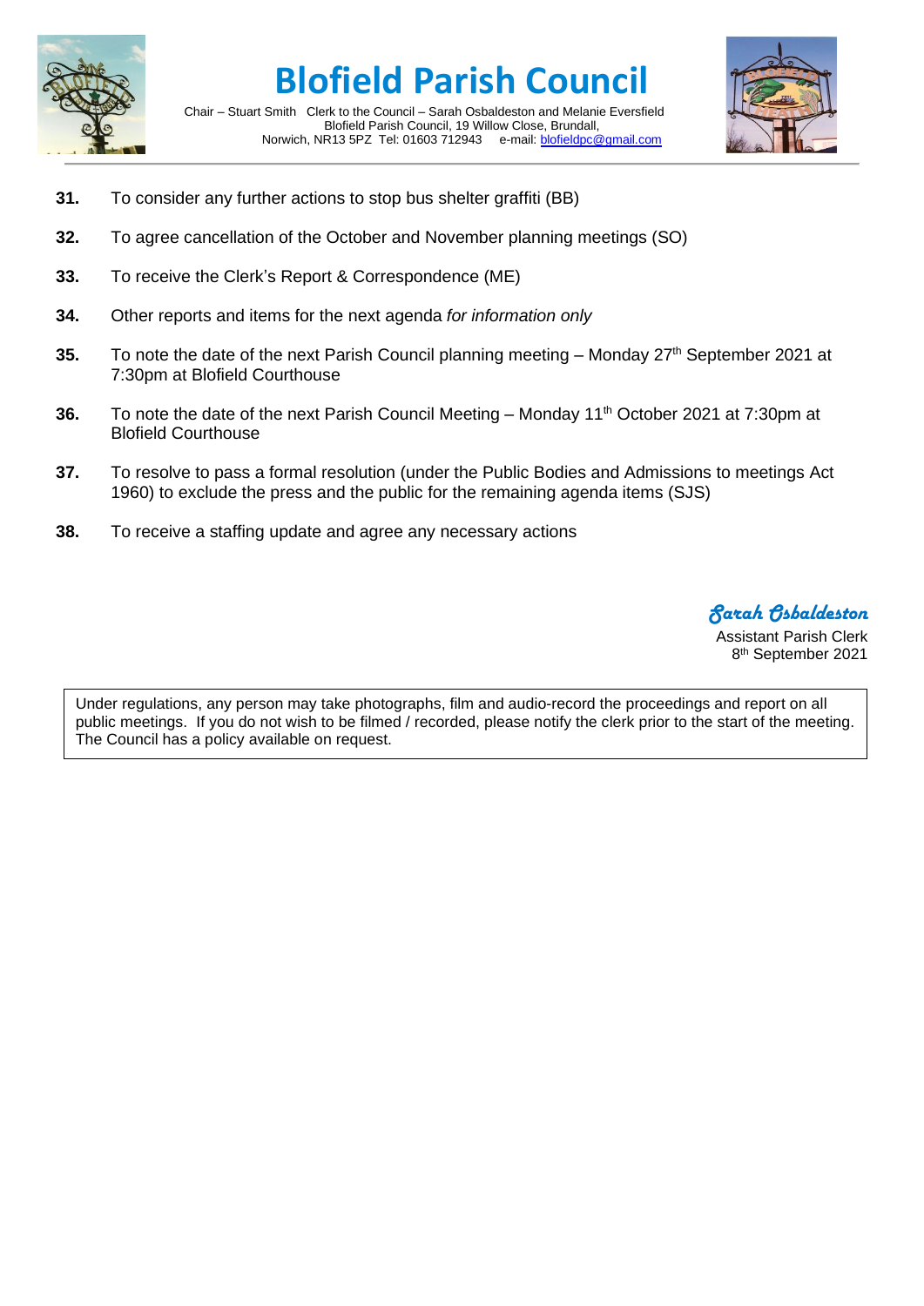# Blofield Parish Council

Chair – Stuart Smith Clerk to the Council – Sarah Osbaldeston and Melanie Eversfield
Blofield Parish Council, 19 Willow Close, Brundall,
Norwich, NR13 5PZ Tel: 01603 712943 e-mail: blofieldpc@gmail.com

**31.** To consider any further actions to stop bus shelter graffiti (BB)

**32.** To agree cancellation of the October and November planning meetings (SO)

**33.** To receive the Clerk's Report & Correspondence (ME)

**34.** Other reports and items for the next agenda *for information only*

**35.** To note the date of the next Parish Council planning meeting – Monday 27th September 2021 at 7:30pm at Blofield Courthouse

**36.** To note the date of the next Parish Council Meeting – Monday 11th October 2021 at 7:30pm at Blofield Courthouse

**37.** To resolve to pass a formal resolution (under the Public Bodies and Admissions to meetings Act 1960) to exclude the press and the public for the remaining agenda items (SJS)

**38.** To receive a staffing update and agree any necessary actions

*Sarah Osbaldeston*
Assistant Parish Clerk
8th September 2021

Under regulations, any person may take photographs, film and audio-record the proceedings and report on all public meetings. If you do not wish to be filmed / recorded, please notify the clerk prior to the start of the meeting. The Council has a policy available on request.